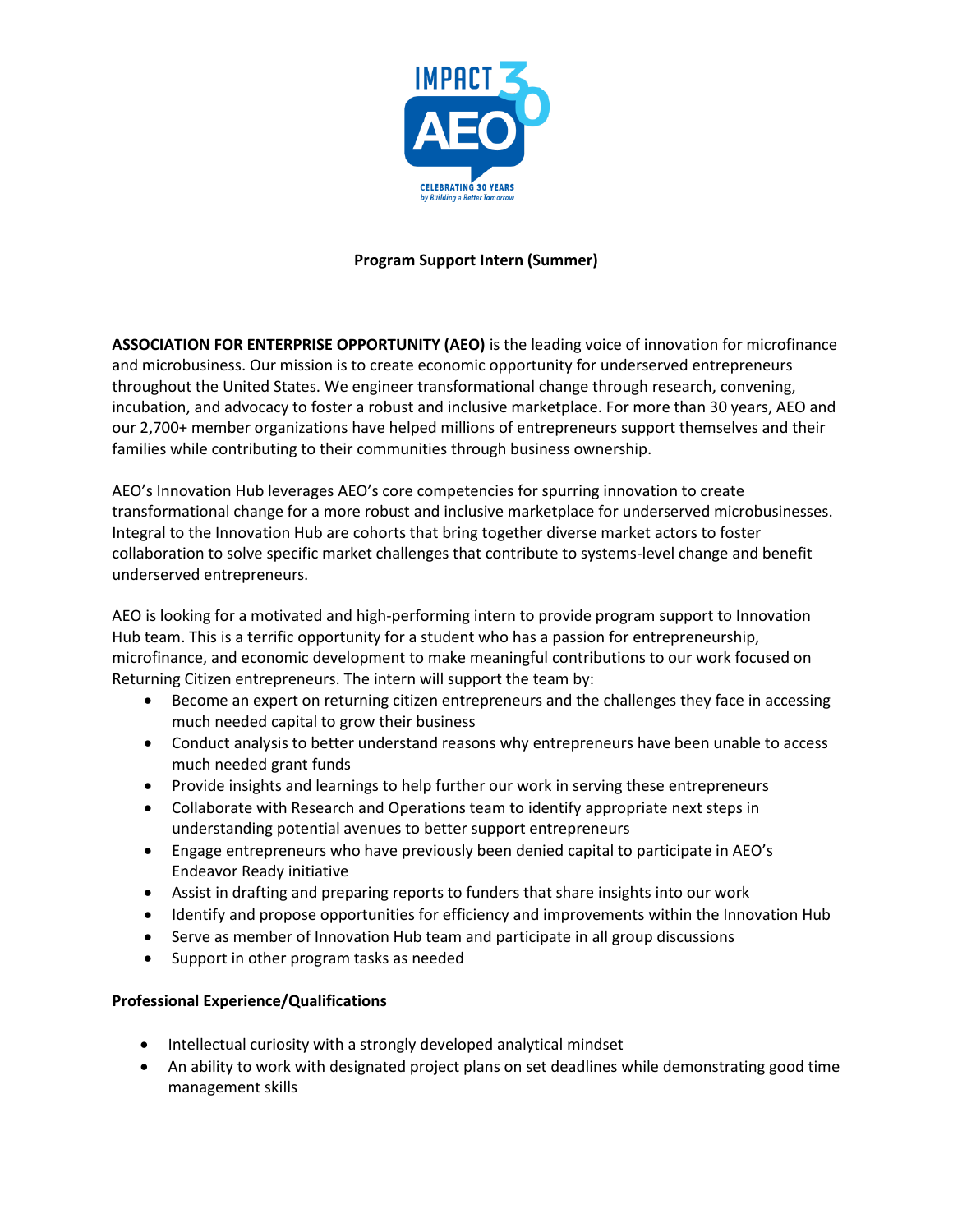# Program Support Intern (Summer)

**ASSOCIATION FOR ENTERPRISE OPPORTUNITY (AEO)** is the leading voice of innovation for microfinance and microbusiness. Our mission is to create economic opportunity for underserved entrepreneurs throughout the United States. We engineer transformational change through research, convening, incubation, and advocacy to foster a robust and inclusive marketplace. For more than 30 years, AEO and our 2,700+ member organizations have helped millions of entrepreneurs support themselves and their families while contributing to their communities through business ownership.

AEO's Innovation Hub leverages AEO's core competencies for spurring innovation to create transformational change for a more robust and inclusive marketplace for underserved microbusinesses. Integral to the Innovation Hub are cohorts that bring together diverse market actors to foster collaboration to solve specific market challenges that contribute to systems-level change and benefit underserved entrepreneurs.

AEO is looking for a motivated and high-performing intern to provide program support to Innovation Hub team. This is a terrific opportunity for a student who has a passion for entrepreneurship, microfinance, and economic development to make meaningful contributions to our work focused on Returning Citizen entrepreneurs. The intern will support the team by:

- Become an expert on returning citizen entrepreneurs and the challenges they face in accessing much needed capital to grow their business
- Conduct analysis to better understand reasons why entrepreneurs have been unable to access much needed grant funds
- Provide insights and learnings to help further our work in serving these entrepreneurs
- Collaborate with Research and Operations team to identify appropriate next steps in understanding potential avenues to better support entrepreneurs
- Engage entrepreneurs who have previously been denied capital to participate in AEO's Endeavor Ready initiative
- Assist in drafting and preparing reports to funders that share insights into our work
- Identify and propose opportunities for efficiency and improvements within the Innovation Hub
- Serve as member of Innovation Hub team and participate in all group discussions
- Support in other program tasks as needed

**Professional Experience/Qualifications**

- Intellectual curiosity with a strongly developed analytical mindset
- An ability to work with designated project plans on set deadlines while demonstrating good time management skills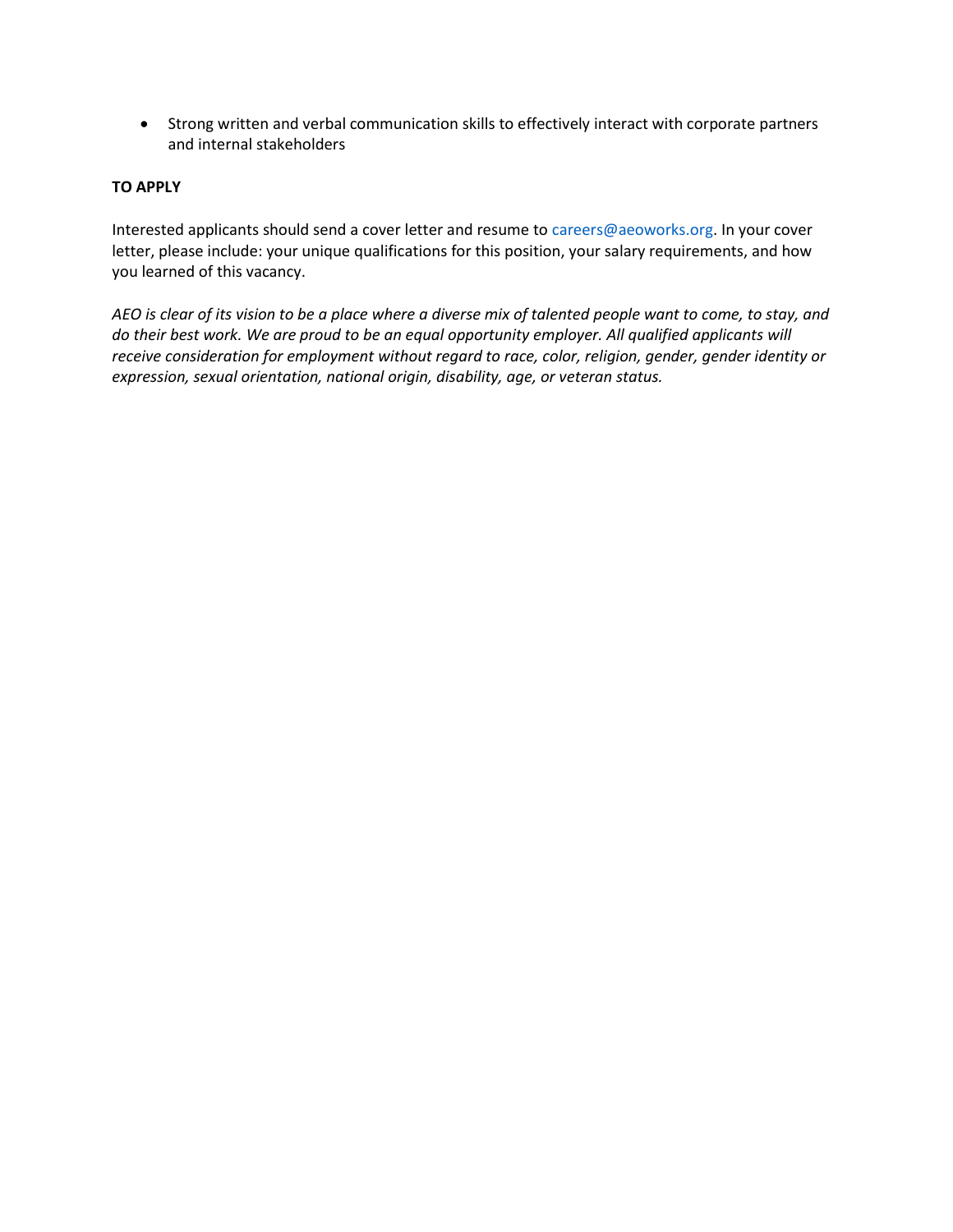- Strong written and verbal communication skills to effectively interact with corporate partners and internal stakeholders

**TO APPLY**

Interested applicants should send a cover letter and resume to careers@aeoworks.org. In your cover letter, please include: your unique qualifications for this position, your salary requirements, and how you learned of this vacancy.

*AEO is clear of its vision to be a place where a diverse mix of talented people want to come, to stay, and do their best work. We are proud to be an equal opportunity employer. All qualified applicants will receive consideration for employment without regard to race, color, religion, gender, gender identity or expression, sexual orientation, national origin, disability, age, or veteran status.*